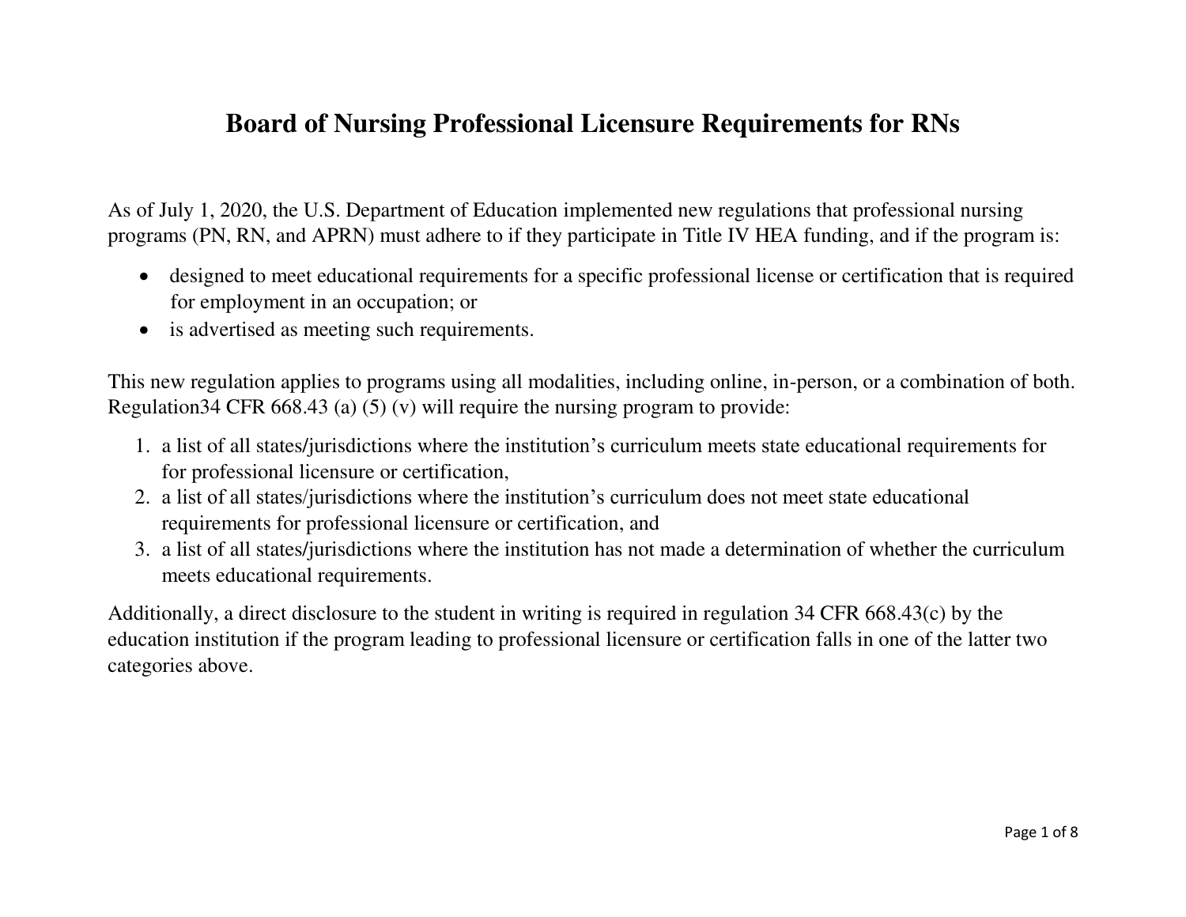# Board of Nursing Professional Licensure Requirements for RNs

As of July 1, 2020, the U.S. Department of Education implemented new regulations that professional nursing programs (PN, RN, and APRN) must adhere to if they participate in Title IV HEA funding, and if the program is:

- designed to meet educational requirements for a specific professional license or certification that is required for employment in an occupation; or
- is advertised as meeting such requirements.

This new regulation applies to programs using all modalities, including online, in-person, or a combination of both. Regulation34 CFR 668.43 (a) (5) (v) will require the nursing program to provide:

1. a list of all states/jurisdictions where the institution's curriculum meets state educational requirements for for professional licensure or certification,
2. a list of all states/jurisdictions where the institution's curriculum does not meet state educational requirements for professional licensure or certification, and
3. a list of all states/jurisdictions where the institution has not made a determination of whether the curriculum meets educational requirements.

Additionally, a direct disclosure to the student in writing is required in regulation 34 CFR 668.43(c) by the education institution if the program leading to professional licensure or certification falls in one of the latter two categories above.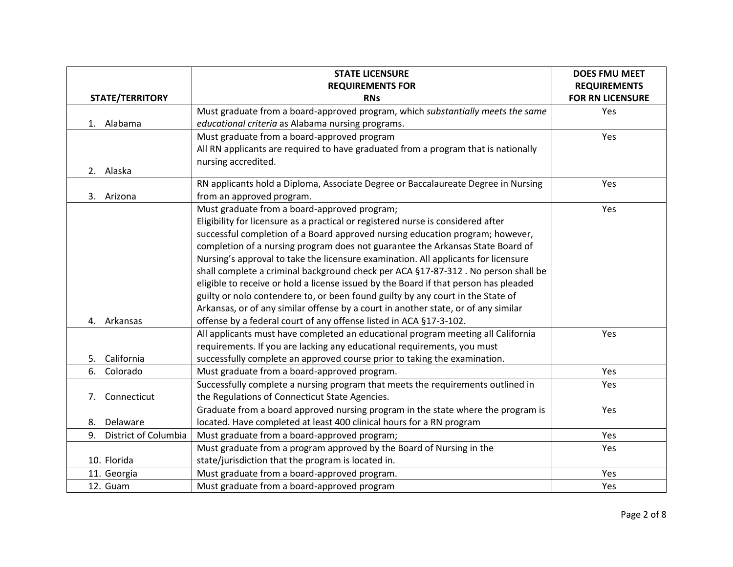| STATE/TERRITORY | STATE LICENSURE REQUIREMENTS FOR RNs | DOES FMU MEET REQUIREMENTS FOR RN LICENSURE |
|---|---|---|
| 1. Alabama | Must graduate from a board-approved program, which *substantially meets the same educational criteria* as Alabama nursing programs. | Yes |
| 2. Alaska | Must graduate from a board-approved program<br>All RN applicants are required to have graduated from a program that is nationally nursing accredited. | Yes |
| 3. Arizona | RN applicants hold a Diploma, Associate Degree or Baccalaureate Degree in Nursing from an approved program. | Yes |
| 4. Arkansas | Must graduate from a board-approved program;<br>Eligibility for licensure as a practical or registered nurse is considered after successful completion of a Board approved nursing education program; however, completion of a nursing program does not guarantee the Arkansas State Board of Nursing's approval to take the licensure examination. All applicants for licensure shall complete a criminal background check per ACA §17-87-312 . No person shall be eligible to receive or hold a license issued by the Board if that person has pleaded guilty or nolo contendere to, or been found guilty by any court in the State of Arkansas, or of any similar offense by a court in another state, or of any similar offense by a federal court of any offense listed in ACA §17-3-102. | Yes |
| 5. California | All applicants must have completed an educational program meeting all California requirements. If you are lacking any educational requirements, you must successfully complete an approved course prior to taking the examination. | Yes |
| 6. Colorado | Must graduate from a board-approved program. | Yes |
| 7. Connecticut | Successfully complete a nursing program that meets the requirements outlined in the Regulations of Connecticut State Agencies. | Yes |
| 8. Delaware | Graduate from a board approved nursing program in the state where the program is located. Have completed at least 400 clinical hours for a RN program | Yes |
| 9. District of Columbia | Must graduate from a board-approved program; | Yes |
| 10. Florida | Must graduate from a program approved by the Board of Nursing in the state/jurisdiction that the program is located in. | Yes |
| 11. Georgia | Must graduate from a board-approved program. | Yes |
| 12. Guam | Must graduate from a board-approved program | Yes |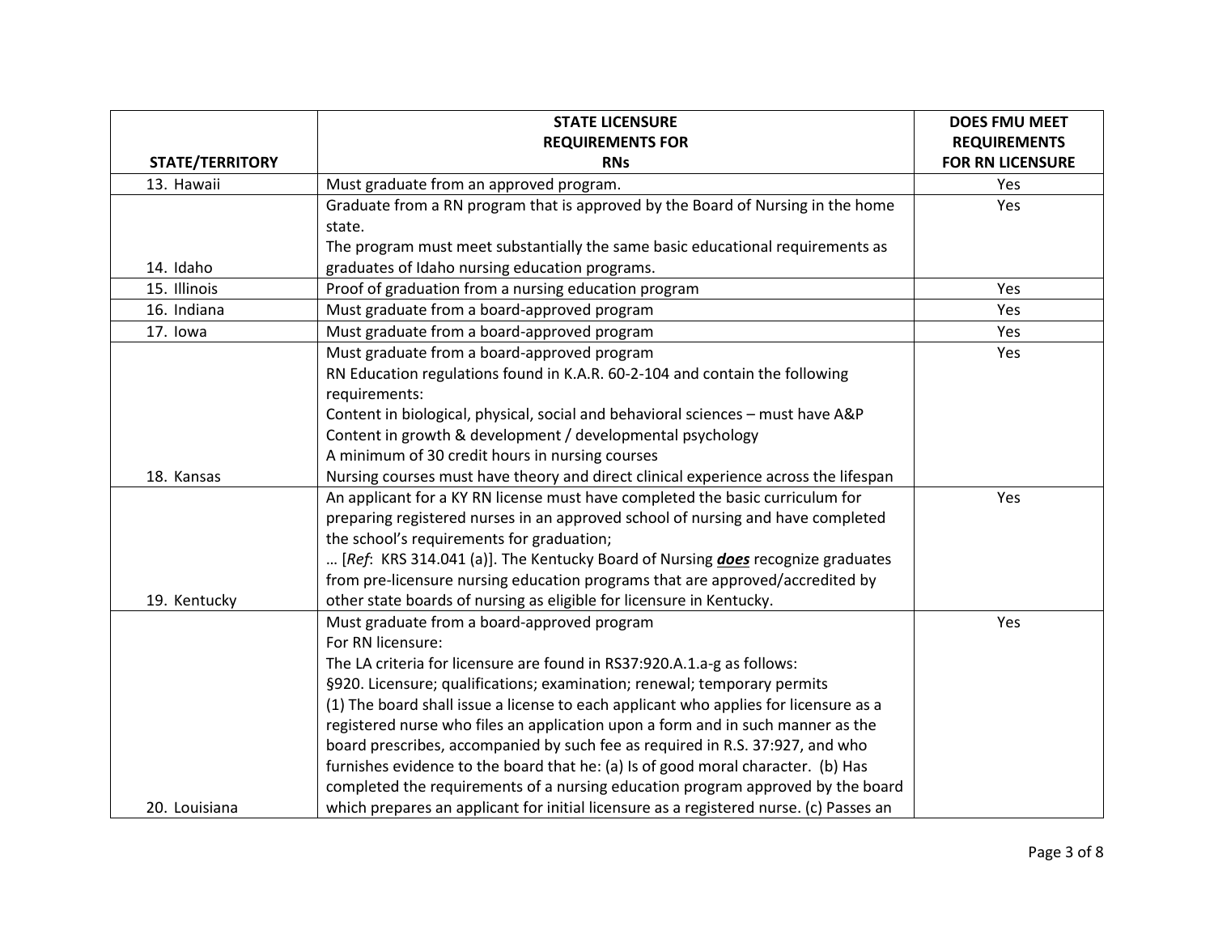| STATE/TERRITORY | STATE LICENSURE REQUIREMENTS FOR RNs | DOES FMU MEET REQUIREMENTS FOR RN LICENSURE |
|---|---|---|
| 13. Hawaii | Must graduate from an approved program. | Yes |
| 14. Idaho | Graduate from a RN program that is approved by the Board of Nursing in the home state.<br>The program must meet substantially the same basic educational requirements as graduates of Idaho nursing education programs. | Yes |
| 15. Illinois | Proof of graduation from a nursing education program | Yes |
| 16. Indiana | Must graduate from a board-approved program | Yes |
| 17. Iowa | Must graduate from a board-approved program | Yes |
| 18. Kansas | Must graduate from a board-approved program<br>RN Education regulations found in K.A.R. 60-2-104 and contain the following requirements:<br>Content in biological, physical, social and behavioral sciences – must have A&P<br>Content in growth & development / developmental psychology<br>A minimum of 30 credit hours in nursing courses<br>Nursing courses must have theory and direct clinical experience across the lifespan | Yes |
| 19. Kentucky | An applicant for a KY RN license must have completed the basic curriculum for preparing registered nurses in an approved school of nursing and have completed the school's requirements for graduation;<br>… [*Ref*: KRS 314.041 (a)]. The Kentucky Board of Nursing ***does*** recognize graduates from pre-licensure nursing education programs that are approved/accredited by other state boards of nursing as eligible for licensure in Kentucky. | Yes |
| 20. Louisiana | Must graduate from a board-approved program<br>For RN licensure:<br>The LA criteria for licensure are found in RS37:920.A.1.a-g as follows:<br>§920. Licensure; qualifications; examination; renewal; temporary permits<br>(1) The board shall issue a license to each applicant who applies for licensure as a registered nurse who files an application upon a form and in such manner as the board prescribes, accompanied by such fee as required in R.S. 37:927, and who furnishes evidence to the board that he: (a) Is of good moral character. (b) Has completed the requirements of a nursing education program approved by the board which prepares an applicant for initial licensure as a registered nurse. (c) Passes an | Yes |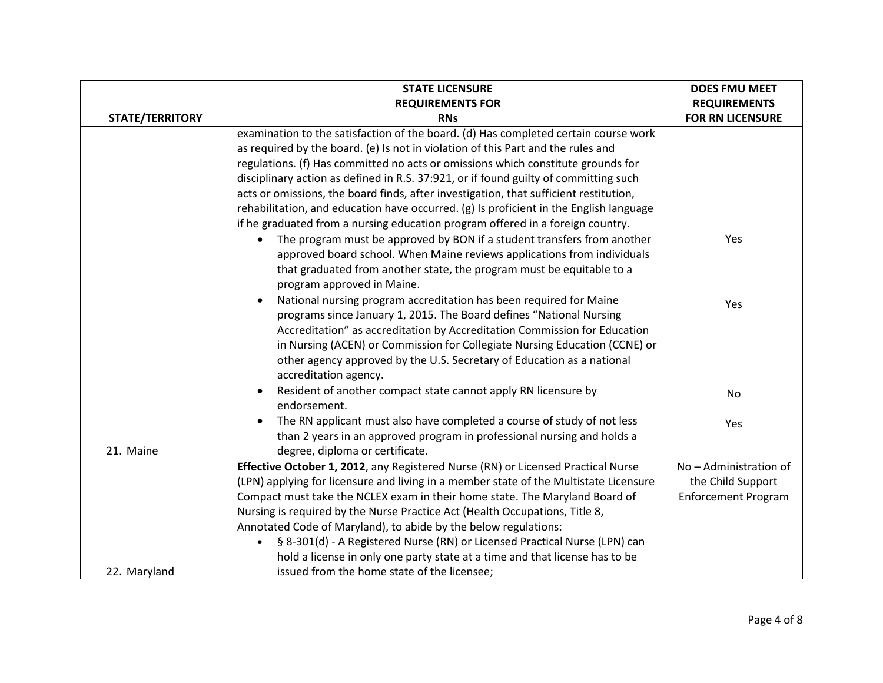| STATE/TERRITORY | STATE LICENSURE REQUIREMENTS FOR RNs | DOES FMU MEET REQUIREMENTS FOR RN LICENSURE |
|---|---|---|
| | examination to the satisfaction of the board. (d) Has completed certain course work as required by the board. (e) Is not in violation of this Part and the rules and regulations. (f) Has committed no acts or omissions which constitute grounds for disciplinary action as defined in R.S. 37:921, or if found guilty of committing such acts or omissions, the board finds, after investigation, that sufficient restitution, rehabilitation, and education have occurred. (g) Is proficient in the English language if he graduated from a nursing education program offered in a foreign country. | |
| 21. Maine | • The program must be approved by BON if a student transfers from another approved board school. When Maine reviews applications from individuals that graduated from another state, the program must be equitable to a program approved in Maine.<br>• National nursing program accreditation has been required for Maine programs since January 1, 2015. The Board defines "National Nursing Accreditation" as accreditation by Accreditation Commission for Education in Nursing (ACEN) or Commission for Collegiate Nursing Education (CCNE) or other agency approved by the U.S. Secretary of Education as a national accreditation agency.<br>• Resident of another compact state cannot apply RN licensure by endorsement.<br>• The RN applicant must also have completed a course of study of not less than 2 years in an approved program in professional nursing and holds a degree, diploma or certificate. | Yes<br><br>Yes<br><br>No<br><br>Yes |
| 22. Maryland | **Effective October 1, 2012**, any Registered Nurse (RN) or Licensed Practical Nurse (LPN) applying for licensure and living in a member state of the Multistate Licensure Compact must take the NCLEX exam in their home state. The Maryland Board of Nursing is required by the Nurse Practice Act (Health Occupations, Title 8, Annotated Code of Maryland), to abide by the below regulations:<br>• § 8-301(d) - A Registered Nurse (RN) or Licensed Practical Nurse (LPN) can hold a license in only one party state at a time and that license has to be issued from the home state of the licensee; | No – Administration of the Child Support Enforcement Program |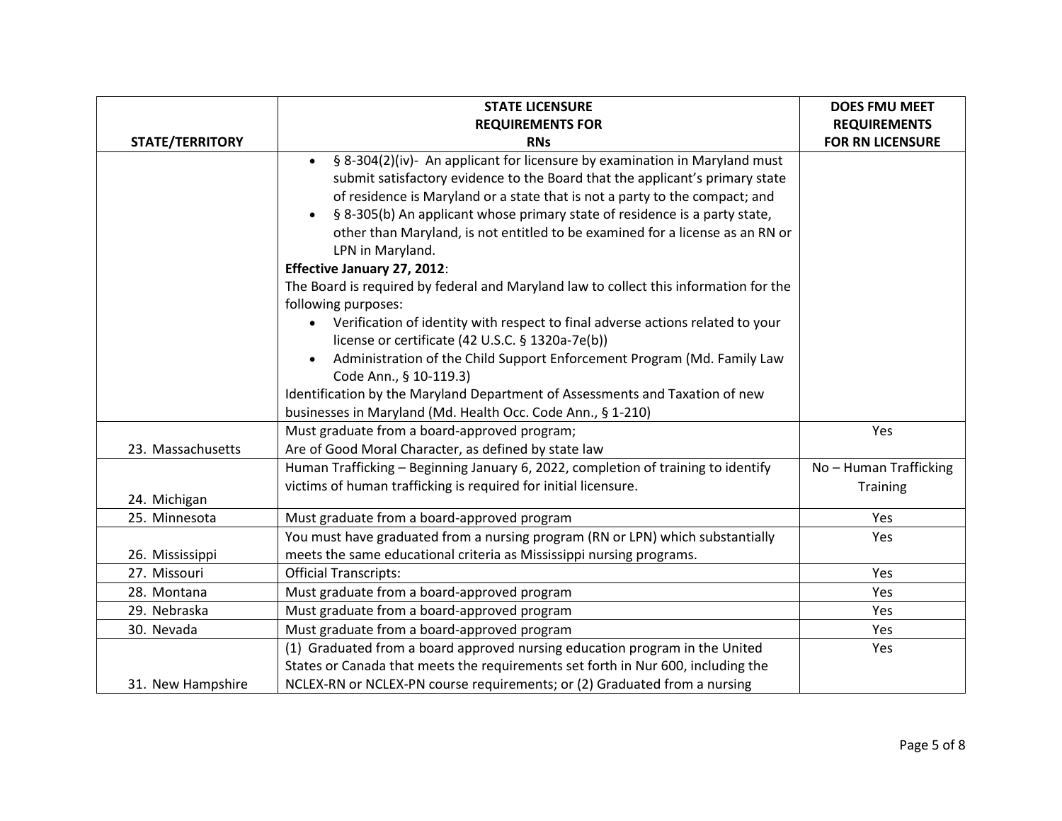| STATE/TERRITORY | STATE LICENSURE REQUIREMENTS FOR RNs | DOES FMU MEET REQUIREMENTS FOR RN LICENSURE |
|---|---|---|
| | • § 8-304(2)(iv)- An applicant for licensure by examination in Maryland must submit satisfactory evidence to the Board that the applicant's primary state of residence is Maryland or a state that is not a party to the compact; and<br>• § 8-305(b) An applicant whose primary state of residence is a party state, other than Maryland, is not entitled to be examined for a license as an RN or LPN in Maryland.<br>**Effective January 27, 2012**:<br>The Board is required by federal and Maryland law to collect this information for the following purposes:<br>• Verification of identity with respect to final adverse actions related to your license or certificate (42 U.S.C. § 1320a-7e(b))<br>• Administration of the Child Support Enforcement Program (Md. Family Law Code Ann., § 10-119.3)<br>Identification by the Maryland Department of Assessments and Taxation of new businesses in Maryland (Md. Health Occ. Code Ann., § 1-210) | |
| 23. Massachusetts | Must graduate from a board-approved program;<br>Are of Good Moral Character, as defined by state law | Yes |
| 24. Michigan | Human Trafficking – Beginning January 6, 2022, completion of training to identify victims of human trafficking is required for initial licensure. | No – Human Trafficking Training |
| 25. Minnesota | Must graduate from a board-approved program | Yes |
| 26. Mississippi | You must have graduated from a nursing program (RN or LPN) which substantially meets the same educational criteria as Mississippi nursing programs. | Yes |
| 27. Missouri | Official Transcripts: | Yes |
| 28. Montana | Must graduate from a board-approved program | Yes |
| 29. Nebraska | Must graduate from a board-approved program | Yes |
| 30. Nevada | Must graduate from a board-approved program | Yes |
| 31. New Hampshire | (1) Graduated from a board approved nursing education program in the United States or Canada that meets the requirements set forth in Nur 600, including the NCLEX-RN or NCLEX-PN course requirements; or (2) Graduated from a nursing | Yes |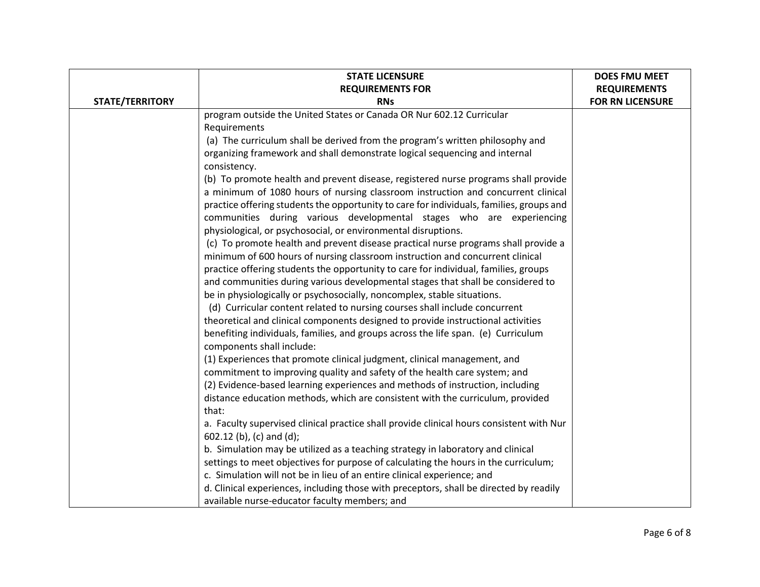| STATE/TERRITORY | STATE LICENSURE REQUIREMENTS FOR RNs | DOES FMU MEET REQUIREMENTS FOR RN LICENSURE |
|---|---|---|
| | program outside the United States or Canada OR Nur 602.12 Curricular Requirements<br>(a) The curriculum shall be derived from the program's written philosophy and organizing framework and shall demonstrate logical sequencing and internal consistency.<br>(b) To promote health and prevent disease, registered nurse programs shall provide a minimum of 1080 hours of nursing classroom instruction and concurrent clinical practice offering students the opportunity to care for individuals, families, groups and communities during various developmental stages who are experiencing physiological, or psychosocial, or environmental disruptions.<br>(c) To promote health and prevent disease practical nurse programs shall provide a minimum of 600 hours of nursing classroom instruction and concurrent clinical practice offering students the opportunity to care for individual, families, groups and communities during various developmental stages that shall be considered to be in physiologically or psychosocially, noncomplex, stable situations.<br>(d) Curricular content related to nursing courses shall include concurrent theoretical and clinical components designed to provide instructional activities benefiting individuals, families, and groups across the life span. (e) Curriculum components shall include:<br>(1) Experiences that promote clinical judgment, clinical management, and commitment to improving quality and safety of the health care system; and<br>(2) Evidence-based learning experiences and methods of instruction, including distance education methods, which are consistent with the curriculum, provided that:<br>a. Faculty supervised clinical practice shall provide clinical hours consistent with Nur 602.12 (b), (c) and (d);<br>b. Simulation may be utilized as a teaching strategy in laboratory and clinical settings to meet objectives for purpose of calculating the hours in the curriculum;<br>c. Simulation will not be in lieu of an entire clinical experience; and<br>d. Clinical experiences, including those with preceptors, shall be directed by readily available nurse-educator faculty members; and | |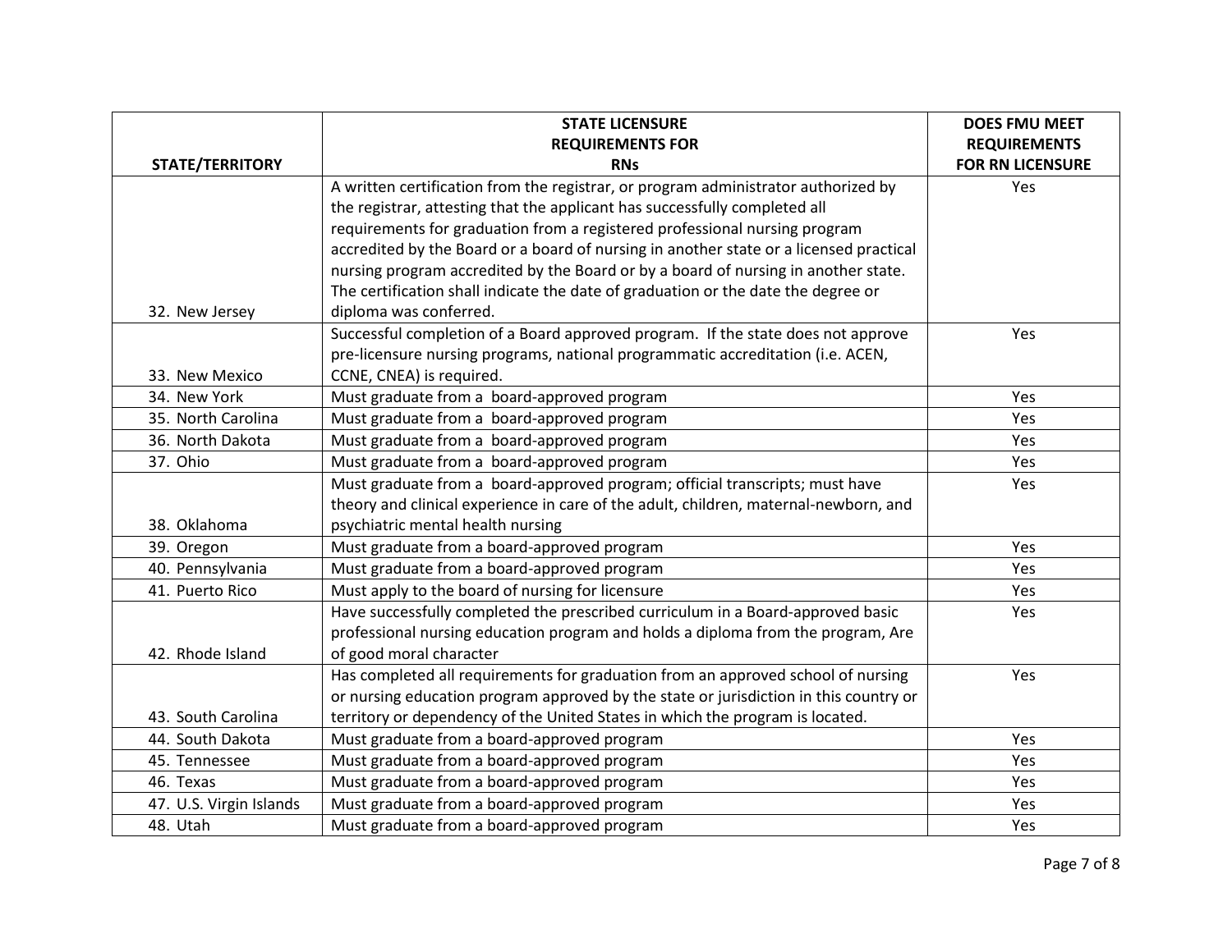| STATE/TERRITORY | STATE LICENSURE REQUIREMENTS FOR RNs | DOES FMU MEET REQUIREMENTS FOR RN LICENSURE |
| --- | --- | --- |
| 32. New Jersey | A written certification from the registrar, or program administrator authorized by the registrar, attesting that the applicant has successfully completed all requirements for graduation from a registered professional nursing program accredited by the Board or a board of nursing in another state or a licensed practical nursing program accredited by the Board or by a board of nursing in another state. The certification shall indicate the date of graduation or the date the degree or diploma was conferred. | Yes |
| 33. New Mexico | Successful completion of a Board approved program. If the state does not approve pre-licensure nursing programs, national programmatic accreditation (i.e. ACEN, CCNE, CNEA) is required. | Yes |
| 34. New York | Must graduate from a board-approved program | Yes |
| 35. North Carolina | Must graduate from a board-approved program | Yes |
| 36. North Dakota | Must graduate from a board-approved program | Yes |
| 37. Ohio | Must graduate from a board-approved program | Yes |
| 38. Oklahoma | Must graduate from a board-approved program; official transcripts; must have theory and clinical experience in care of the adult, children, maternal-newborn, and psychiatric mental health nursing | Yes |
| 39. Oregon | Must graduate from a board-approved program | Yes |
| 40. Pennsylvania | Must graduate from a board-approved program | Yes |
| 41. Puerto Rico | Must apply to the board of nursing for licensure | Yes |
| 42. Rhode Island | Have successfully completed the prescribed curriculum in a Board-approved basic professional nursing education program and holds a diploma from the program, Are of good moral character | Yes |
| 43. South Carolina | Has completed all requirements for graduation from an approved school of nursing or nursing education program approved by the state or jurisdiction in this country or territory or dependency of the United States in which the program is located. | Yes |
| 44. South Dakota | Must graduate from a board-approved program | Yes |
| 45. Tennessee | Must graduate from a board-approved program | Yes |
| 46. Texas | Must graduate from a board-approved program | Yes |
| 47. U.S. Virgin Islands | Must graduate from a board-approved program | Yes |
| 48. Utah | Must graduate from a board-approved program | Yes |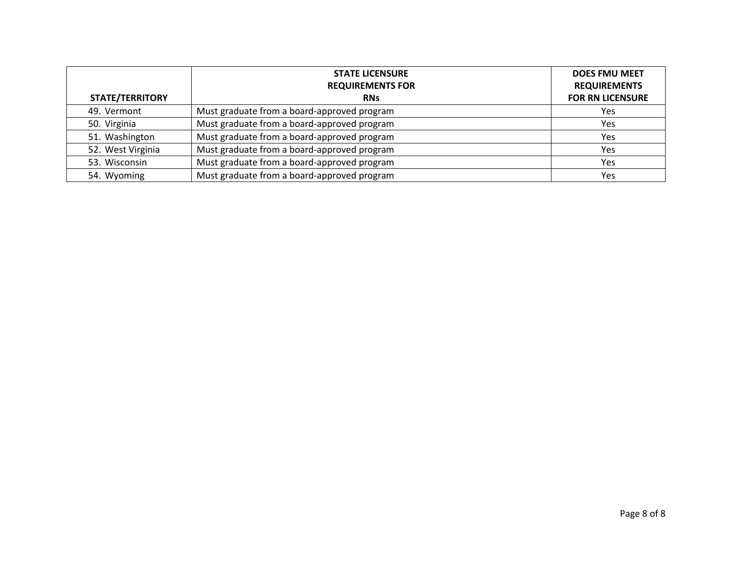| STATE/TERRITORY | STATE LICENSURE REQUIREMENTS FOR RNs | DOES FMU MEET REQUIREMENTS FOR RN LICENSURE |
|---|---|---|
| 49. Vermont | Must graduate from a board-approved program | Yes |
| 50. Virginia | Must graduate from a board-approved program | Yes |
| 51. Washington | Must graduate from a board-approved program | Yes |
| 52. West Virginia | Must graduate from a board-approved program | Yes |
| 53. Wisconsin | Must graduate from a board-approved program | Yes |
| 54. Wyoming | Must graduate from a board-approved program | Yes |